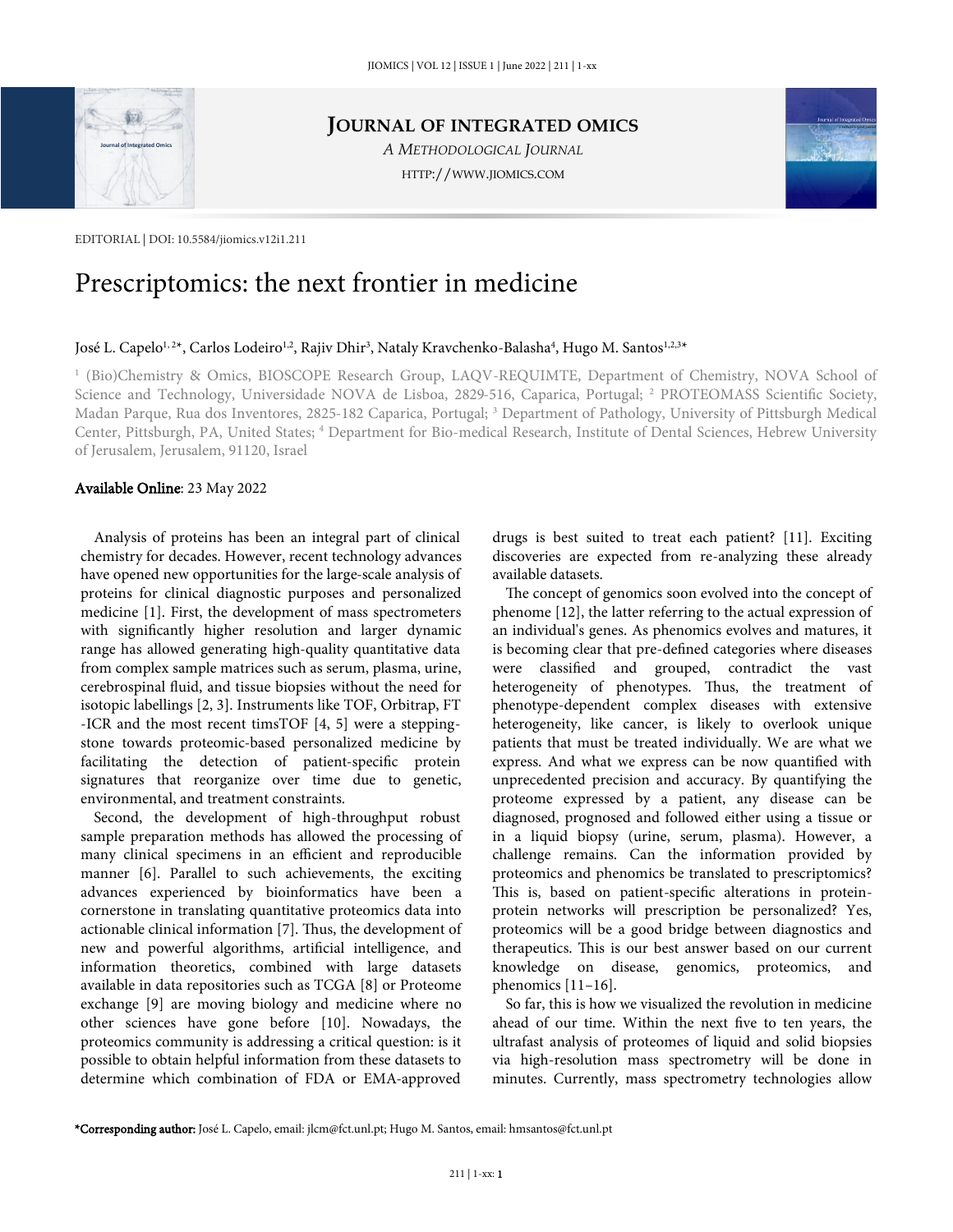EDITORIAL | DOI: 10.5584/jiomics.v12i1.211

# Prescriptomics: the next frontier in medicine

José L. Capelo[1,2]*, Carlos Lodeiro[1,2], Rajiv Dhir[3], Nataly Kravchenko-Balasha[4], Hugo M. Santos[1,2,3]*

[1] (Bio)Chemistry & Omics, BIOSCOPE Research Group, LAQV-REQUIMTE, Department of Chemistry, NOVA School of Science and Technology, Universidade NOVA de Lisboa, 2829-516, Caparica, Portugal; [2] PROTEOMASS Scientific Society, Madan Parque, Rua dos Inventores, 2825-182 Caparica, Portugal; [3] Department of Pathology, University of Pittsburgh Medical Center, Pittsburgh, PA, United States; [4] Department for Bio-medical Research, Institute of Dental Sciences, Hebrew University of Jerusalem, Jerusalem, 91120, Israel

**Available Online**: 23 May 2022

Analysis of proteins has been an integral part of clinical chemistry for decades. However, recent technology advances have opened new opportunities for the large-scale analysis of proteins for clinical diagnostic purposes and personalized medicine [1]. First, the development of mass spectrometers with significantly higher resolution and larger dynamic range has allowed generating high-quality quantitative data from complex sample matrices such as serum, plasma, urine, cerebrospinal fluid, and tissue biopsies without the need for isotopic labellings [2, 3]. Instruments like TOF, Orbitrap, FT-ICR and the most recent timsTOF [4, 5] were a stepping-stone towards proteomic-based personalized medicine by facilitating the detection of patient-specific protein signatures that reorganize over time due to genetic, environmental, and treatment constraints.

Second, the development of high-throughput robust sample preparation methods has allowed the processing of many clinical specimens in an efficient and reproducible manner [6]. Parallel to such achievements, the exciting advances experienced by bioinformatics have been a cornerstone in translating quantitative proteomics data into actionable clinical information [7]. Thus, the development of new and powerful algorithms, artificial intelligence, and information theoretics, combined with large datasets available in data repositories such as TCGA [8] or Proteome exchange [9] are moving biology and medicine where no other sciences have gone before [10]. Nowadays, the proteomics community is addressing a critical question: is it possible to obtain helpful information from these datasets to determine which combination of FDA or EMA-approved drugs is best suited to treat each patient? [11]. Exciting discoveries are expected from re-analyzing these already available datasets.

The concept of genomics soon evolved into the concept of phenome [12], the latter referring to the actual expression of an individual's genes. As phenomics evolves and matures, it is becoming clear that pre-defined categories where diseases were classified and grouped, contradict the vast heterogeneity of phenotypes. Thus, the treatment of phenotype-dependent complex diseases with extensive heterogeneity, like cancer, is likely to overlook unique patients that must be treated individually. We are what we express. And what we express can be now quantified with unprecedented precision and accuracy. By quantifying the proteome expressed by a patient, any disease can be diagnosed, prognosed and followed either using a tissue or in a liquid biopsy (urine, serum, plasma). However, a challenge remains. Can the information provided by proteomics and phenomics be translated to prescriptomics? This is, based on patient-specific alterations in protein-protein networks will prescription be personalized? Yes, proteomics will be a good bridge between diagnostics and therapeutics. This is our best answer based on our current knowledge on disease, genomics, proteomics, and phenomics [11–16].

So far, this is how we visualized the revolution in medicine ahead of our time. Within the next five to ten years, the ultrafast analysis of proteomes of liquid and solid biopsies via high-resolution mass spectrometry will be done in minutes. Currently, mass spectrometry technologies allow

***Corresponding author:** José L. Capelo, email: jlcm@fct.unl.pt; Hugo M. Santos, email: hmsantos@fct.unl.pt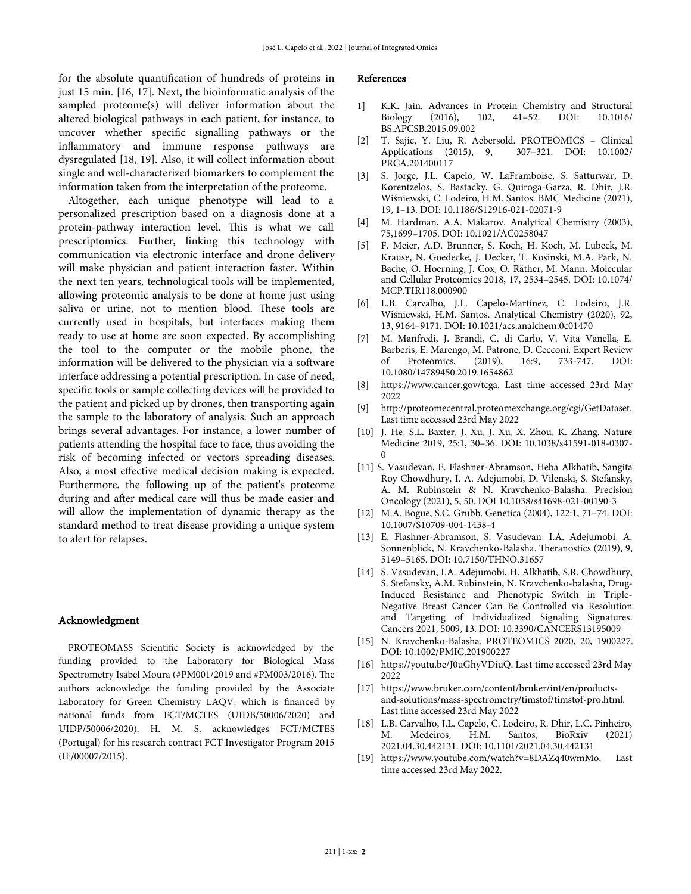for the absolute quantification of hundreds of proteins in just 15 min. [16, 17]. Next, the bioinformatic analysis of the sampled proteome(s) will deliver information about the altered biological pathways in each patient, for instance, to uncover whether specific signalling pathways or the inflammatory and immune response pathways are dysregulated [18, 19]. Also, it will collect information about single and well-characterized biomarkers to complement the information taken from the interpretation of the proteome.

Altogether, each unique phenotype will lead to a personalized prescription based on a diagnosis done at a protein-pathway interaction level. This is what we call prescriptomics. Further, linking this technology with communication via electronic interface and drone delivery will make physician and patient interaction faster. Within the next ten years, technological tools will be implemented, allowing proteomic analysis to be done at home just using saliva or urine, not to mention blood. These tools are currently used in hospitals, but interfaces making them ready to use at home are soon expected. By accomplishing the tool to the computer or the mobile phone, the information will be delivered to the physician via a software interface addressing a potential prescription. In case of need, specific tools or sample collecting devices will be provided to the patient and picked up by drones, then transporting again the sample to the laboratory of analysis. Such an approach brings several advantages. For instance, a lower number of patients attending the hospital face to face, thus avoiding the risk of becoming infected or vectors spreading diseases. Also, a most effective medical decision making is expected. Furthermore, the following up of the patient's proteome during and after medical care will thus be made easier and will allow the implementation of dynamic therapy as the standard method to treat disease providing a unique system to alert for relapses.

## Acknowledgment

PROTEOMASS Scientific Society is acknowledged by the funding provided to the Laboratory for Biological Mass Spectrometry Isabel Moura (#PM001/2019 and #PM003/2016). The authors acknowledge the funding provided by the Associate Laboratory for Green Chemistry LAQV, which is financed by national funds from FCT/MCTES (UIDB/50006/2020) and UIDP/50006/2020). H. M. S. acknowledges FCT/MCTES (Portugal) for his research contract FCT Investigator Program 2015 (IF/00007/2015).

## References

1] K.K. Jain. Advances in Protein Chemistry and Structural Biology (2016), 102, 41–52. DOI: 10.1016/BS.APCSB.2015.09.002

[2] T. Sajic, Y. Liu, R. Aebersold. PROTEOMICS – Clinical Applications (2015), 9, 307–321. DOI: 10.1002/PRCA.201400117

[3] S. Jorge, J.L. Capelo, W. LaFramboise, S. Satturwar, D. Korentzelos, S. Bastacky, G. Quiroga-Garza, R. Dhir, J.R. Wiśniewski, C. Lodeiro, H.M. Santos. BMC Medicine (2021), 19, 1–13. DOI: 10.1186/S12916-021-02071-9

[4] M. Hardman, A.A. Makarov. Analytical Chemistry (2003), 75,1699–1705. DOI: 10.1021/AC0258047

[5] F. Meier, A.D. Brunner, S. Koch, H. Koch, M. Lubeck, M. Krause, N. Goedecke, J. Decker, T. Kosinski, M.A. Park, N. Bache, O. Hoerning, J. Cox, O. Räther, M. Mann. Molecular and Cellular Proteomics 2018, 17, 2534–2545. DOI: 10.1074/MCP.TIR118.000900

[6] L.B. Carvalho, J.L. Capelo-Martínez, C. Lodeiro, J.R. Wiśniewski, H.M. Santos. Analytical Chemistry (2020), 92, 13, 9164–9171. DOI: 10.1021/acs.analchem.0c01470

[7] M. Manfredi, J. Brandi, C. di Carlo, V. Vita Vanella, E. Barberis, E. Marengo, M. Patrone, D. Cecconi. Expert Review of Proteomics, (2019), 16:9, 733-747. DOI: 10.1080/14789450.2019.1654862

[8] https://www.cancer.gov/tcga. Last time accessed 23rd May 2022

[9] http://proteomecentral.proteomexchange.org/cgi/GetDataset. Last time accessed 23rd May 2022

[10] J. He, S.L. Baxter, J. Xu, J. Xu, X. Zhou, K. Zhang. Nature Medicine 2019, 25:1, 30–36. DOI: 10.1038/s41591-018-0307-0

[11] S. Vasudevan, E. Flashner-Abramson, Heba Alkhatib, Sangita Roy Chowdhury, I. A. Adejumobi, D. Vilenski, S. Stefansky, A. M. Rubinstein & N. Kravchenko-Balasha. Precision Oncology (2021), 5, 50. DOI 10.1038/s41698-021-00190-3

[12] M.A. Bogue, S.C. Grubb. Genetica (2004), 122:1, 71–74. DOI: 10.1007/S10709-004-1438-4

[13] E. Flashner-Abramson, S. Vasudevan, I.A. Adejumobi, A. Sonnenblick, N. Kravchenko-Balasha. Theranostics (2019), 9, 5149–5165. DOI: 10.7150/THNO.31657

[14] S. Vasudevan, I.A. Adejumobi, H. Alkhatib, S.R. Chowdhury, S. Stefansky, A.M. Rubinstein, N. Kravchenko-balasha, Drug-Induced Resistance and Phenotypic Switch in Triple-Negative Breast Cancer Can Be Controlled via Resolution and Targeting of Individualized Signaling Signatures. Cancers 2021, 5009, 13. DOI: 10.3390/CANCERS13195009

[15] N. Kravchenko-Balasha. PROTEOMICS 2020, 20, 1900227. DOI: 10.1002/PMIC.201900227

[16] https://youtu.be/J0uGhyVDiuQ. Last time accessed 23rd May 2022

[17] https://www.bruker.com/content/bruker/int/en/products-and-solutions/mass-spectrometry/timstof/timstof-pro.html. Last time accessed 23rd May 2022

[18] L.B. Carvalho, J.L. Capelo, C. Lodeiro, R. Dhir, L.C. Pinheiro, M. Medeiros, H.M. Santos, BioRxiv (2021) 2021.04.30.442131. DOI: 10.1101/2021.04.30.442131

[19] https://www.youtube.com/watch?v=8DAZq40wmMo. Last time accessed 23rd May 2022.